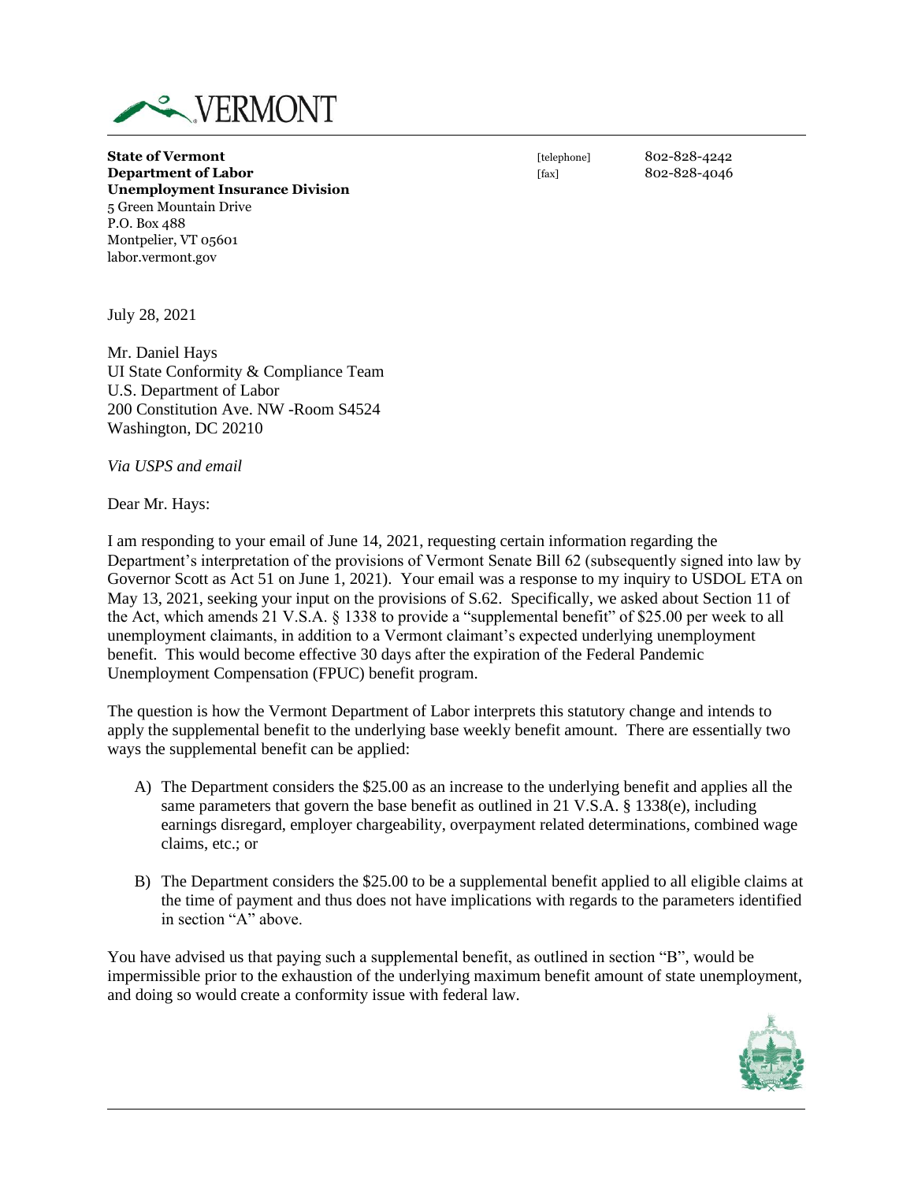VERMONT

**State of Vermont**
**Department of Labor**
**Unemployment Insurance Division**
5 Green Mountain Drive
P.O. Box 488
Montpelier, VT 05601
labor.vermont.gov

[telephone] 802-828-4242
[fax] 802-828-4046

July 28, 2021

Mr. Daniel Hays
UI State Conformity & Compliance Team
U.S. Department of Labor
200 Constitution Ave. NW -Room S4524
Washington, DC 20210

*Via USPS and email*

Dear Mr. Hays:

I am responding to your email of June 14, 2021, requesting certain information regarding the Department's interpretation of the provisions of Vermont Senate Bill 62 (subsequently signed into law by Governor Scott as Act 51 on June 1, 2021). Your email was a response to my inquiry to USDOL ETA on May 13, 2021, seeking your input on the provisions of S.62. Specifically, we asked about Section 11 of the Act, which amends 21 V.S.A. § 1338 to provide a "supplemental benefit" of $25.00 per week to all unemployment claimants, in addition to a Vermont claimant's expected underlying unemployment benefit. This would become effective 30 days after the expiration of the Federal Pandemic Unemployment Compensation (FPUC) benefit program.

The question is how the Vermont Department of Labor interprets this statutory change and intends to apply the supplemental benefit to the underlying base weekly benefit amount. There are essentially two ways the supplemental benefit can be applied:

A) The Department considers the $25.00 as an increase to the underlying benefit and applies all the same parameters that govern the base benefit as outlined in 21 V.S.A. § 1338(e), including earnings disregard, employer chargeability, overpayment related determinations, combined wage claims, etc.; or

B) The Department considers the $25.00 to be a supplemental benefit applied to all eligible claims at the time of payment and thus does not have implications with regards to the parameters identified in section "A" above.

You have advised us that paying such a supplemental benefit, as outlined in section "B", would be impermissible prior to the exhaustion of the underlying maximum benefit amount of state unemployment, and doing so would create a conformity issue with federal law.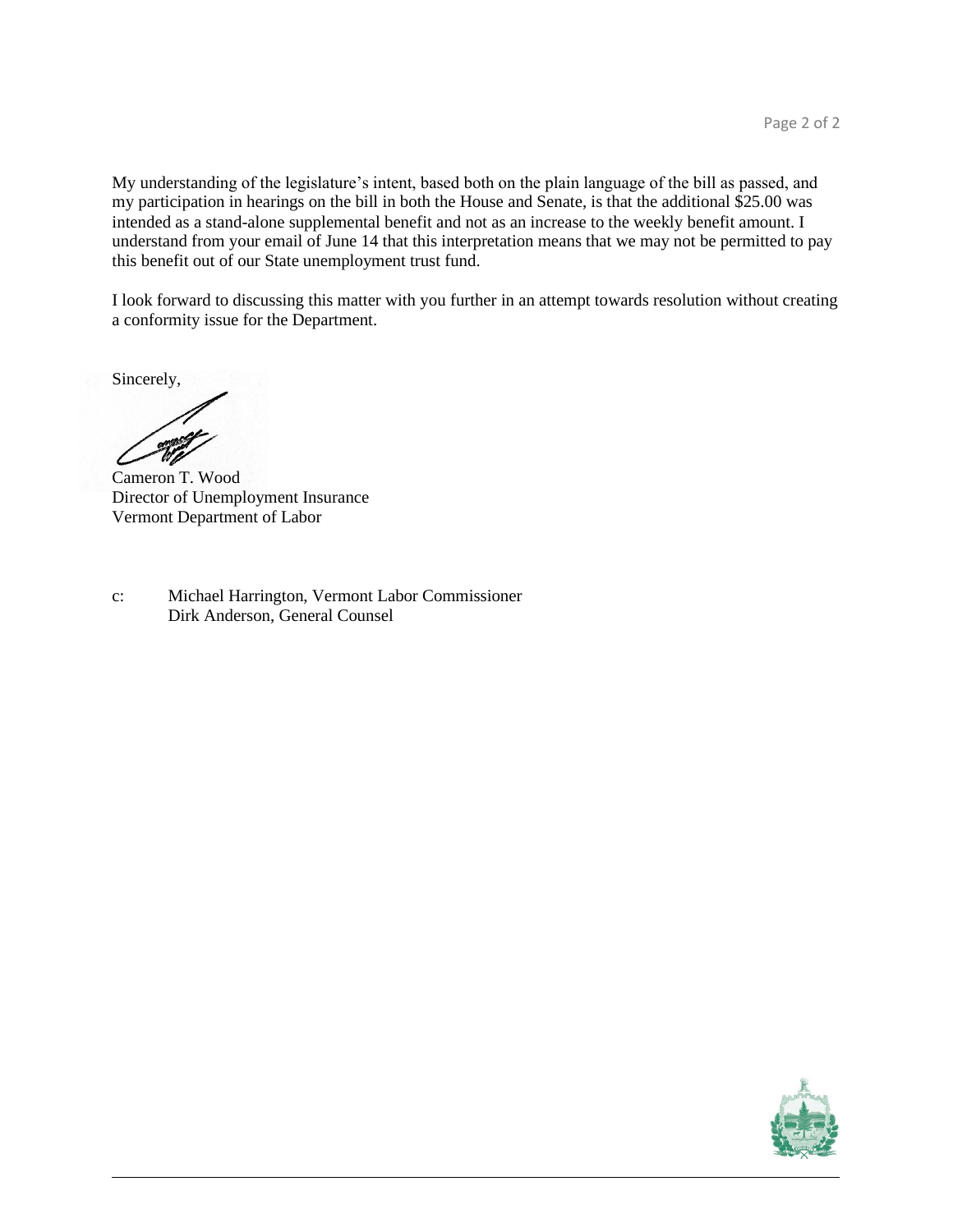My understanding of the legislature's intent, based both on the plain language of the bill as passed, and my participation in hearings on the bill in both the House and Senate, is that the additional $25.00 was intended as a stand-alone supplemental benefit and not as an increase to the weekly benefit amount. I understand from your email of June 14 that this interpretation means that we may not be permitted to pay this benefit out of our State unemployment trust fund.

I look forward to discussing this matter with you further in an attempt towards resolution without creating a conformity issue for the Department.

Sincerely,

Cameron T. Wood
Director of Unemployment Insurance
Vermont Department of Labor

c: Michael Harrington, Vermont Labor Commissioner
Dirk Anderson, General Counsel